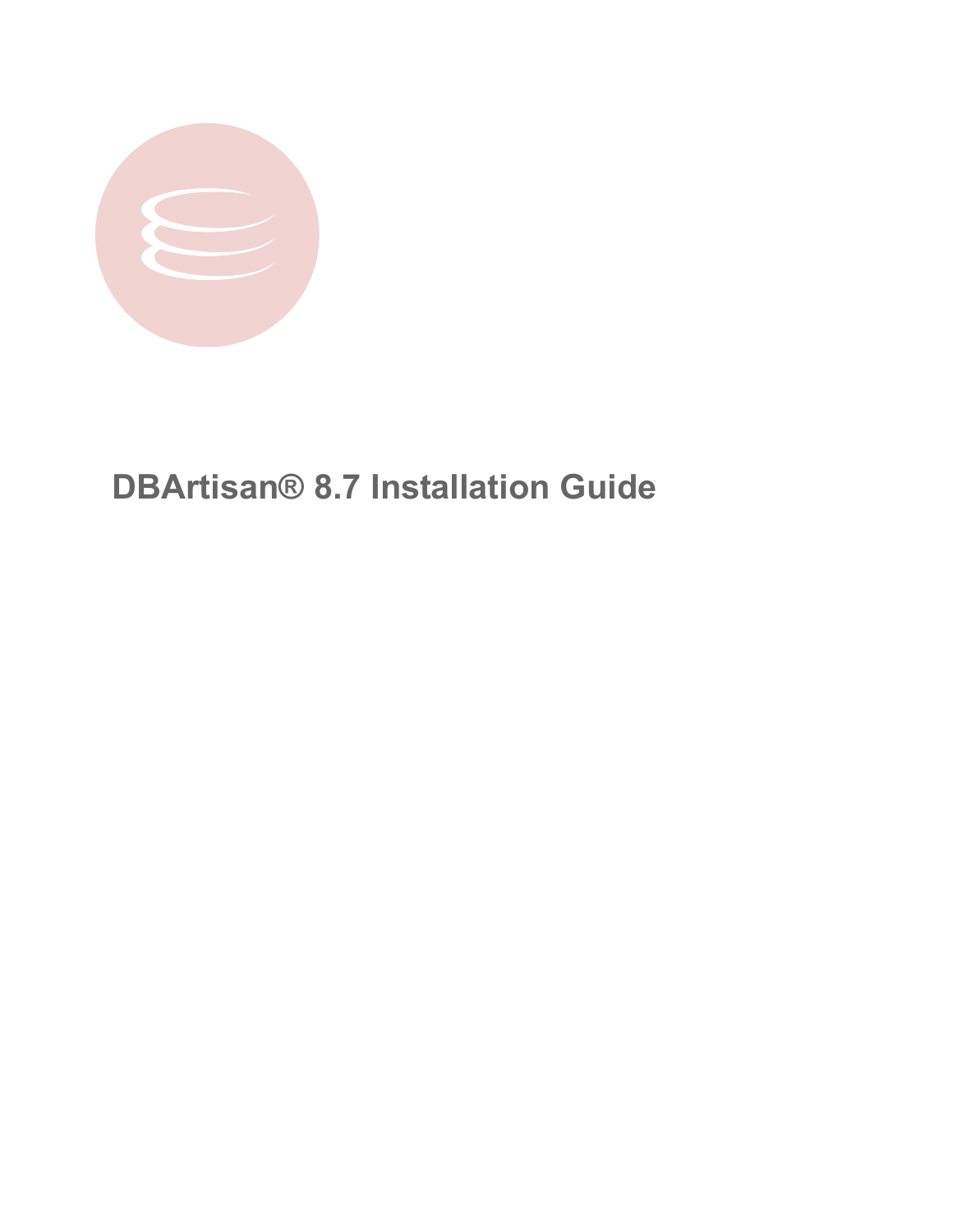# DBArtisan® 8.7 Installation Guide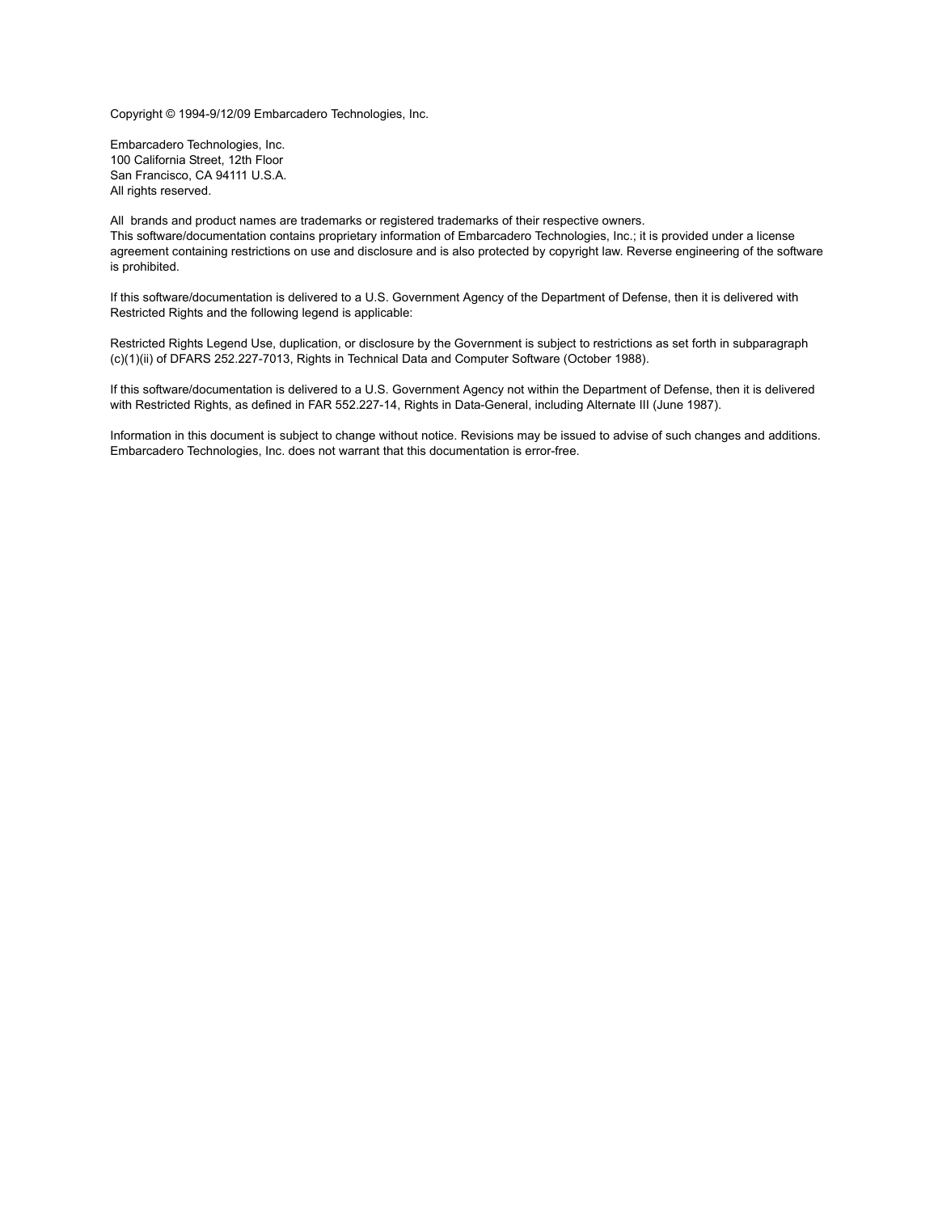Copyright © 1994-9/12/09 Embarcadero Technologies, Inc.

Embarcadero Technologies, Inc.
100 California Street, 12th Floor
San Francisco, CA 94111 U.S.A.
All rights reserved.

All brands and product names are trademarks or registered trademarks of their respective owners.
This software/documentation contains proprietary information of Embarcadero Technologies, Inc.; it is provided under a license agreement containing restrictions on use and disclosure and is also protected by copyright law. Reverse engineering of the software is prohibited.

If this software/documentation is delivered to a U.S. Government Agency of the Department of Defense, then it is delivered with Restricted Rights and the following legend is applicable:

Restricted Rights Legend Use, duplication, or disclosure by the Government is subject to restrictions as set forth in subparagraph (c)(1)(ii) of DFARS 252.227-7013, Rights in Technical Data and Computer Software (October 1988).

If this software/documentation is delivered to a U.S. Government Agency not within the Department of Defense, then it is delivered with Restricted Rights, as defined in FAR 552.227-14, Rights in Data-General, including Alternate III (June 1987).

Information in this document is subject to change without notice. Revisions may be issued to advise of such changes and additions. Embarcadero Technologies, Inc. does not warrant that this documentation is error-free.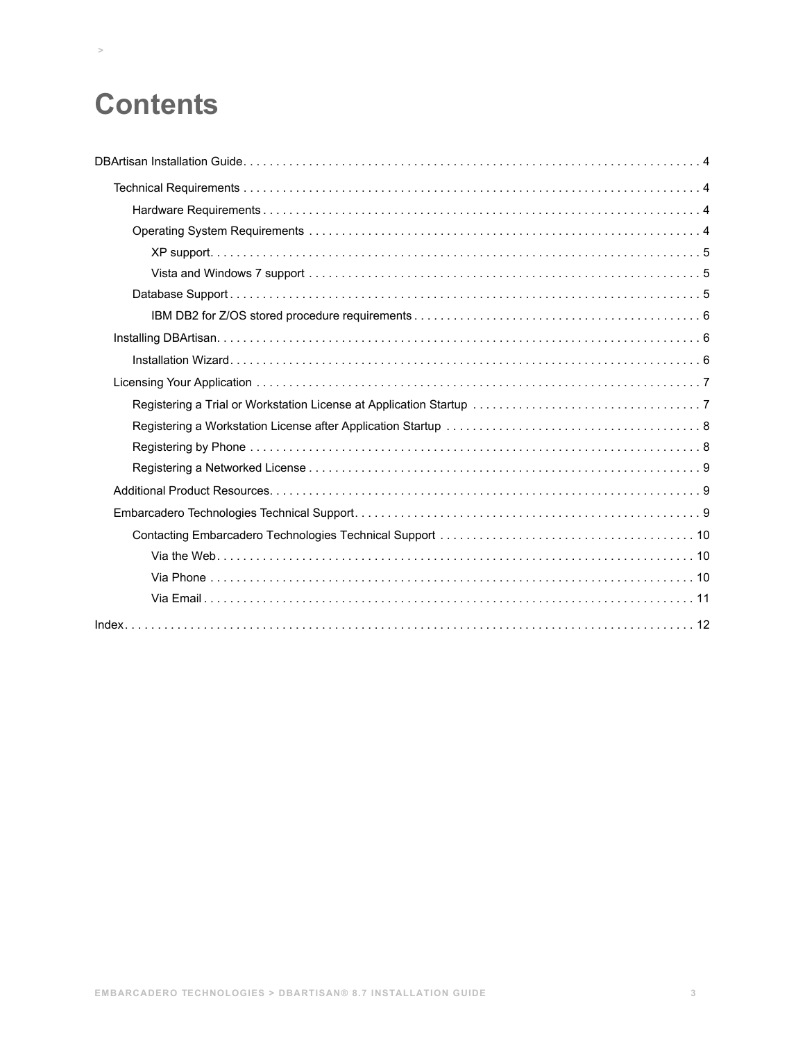# Contents

DBArtisan Installation Guide . . . . . . . . . . 4

- Technical Requirements . . . . . . . . . . 4
  - Hardware Requirements . . . . . . . . . . 4
  - Operating System Requirements . . . . . . . . . . 4
    - XP support . . . . . . . . . . 5
    - Vista and Windows 7 support . . . . . . . . . . 5
  - Database Support . . . . . . . . . . 5
    - IBM DB2 for Z/OS stored procedure requirements . . . . . . . . . . 6
- Installing DBArtisan . . . . . . . . . . 6
  - Installation Wizard . . . . . . . . . . 6
- Licensing Your Application . . . . . . . . . . 7
  - Registering a Trial or Workstation License at Application Startup . . . . . . . . . . 7
  - Registering a Workstation License after Application Startup . . . . . . . . . . 8
  - Registering by Phone . . . . . . . . . . 8
  - Registering a Networked License . . . . . . . . . . 9
- Additional Product Resources . . . . . . . . . . 9
- Embarcadero Technologies Technical Support . . . . . . . . . . 9
  - Contacting Embarcadero Technologies Technical Support . . . . . . . . . . 10
    - Via the Web . . . . . . . . . . 10
    - Via Phone . . . . . . . . . . 10
    - Via Email . . . . . . . . . . 11

Index . . . . . . . . . . 12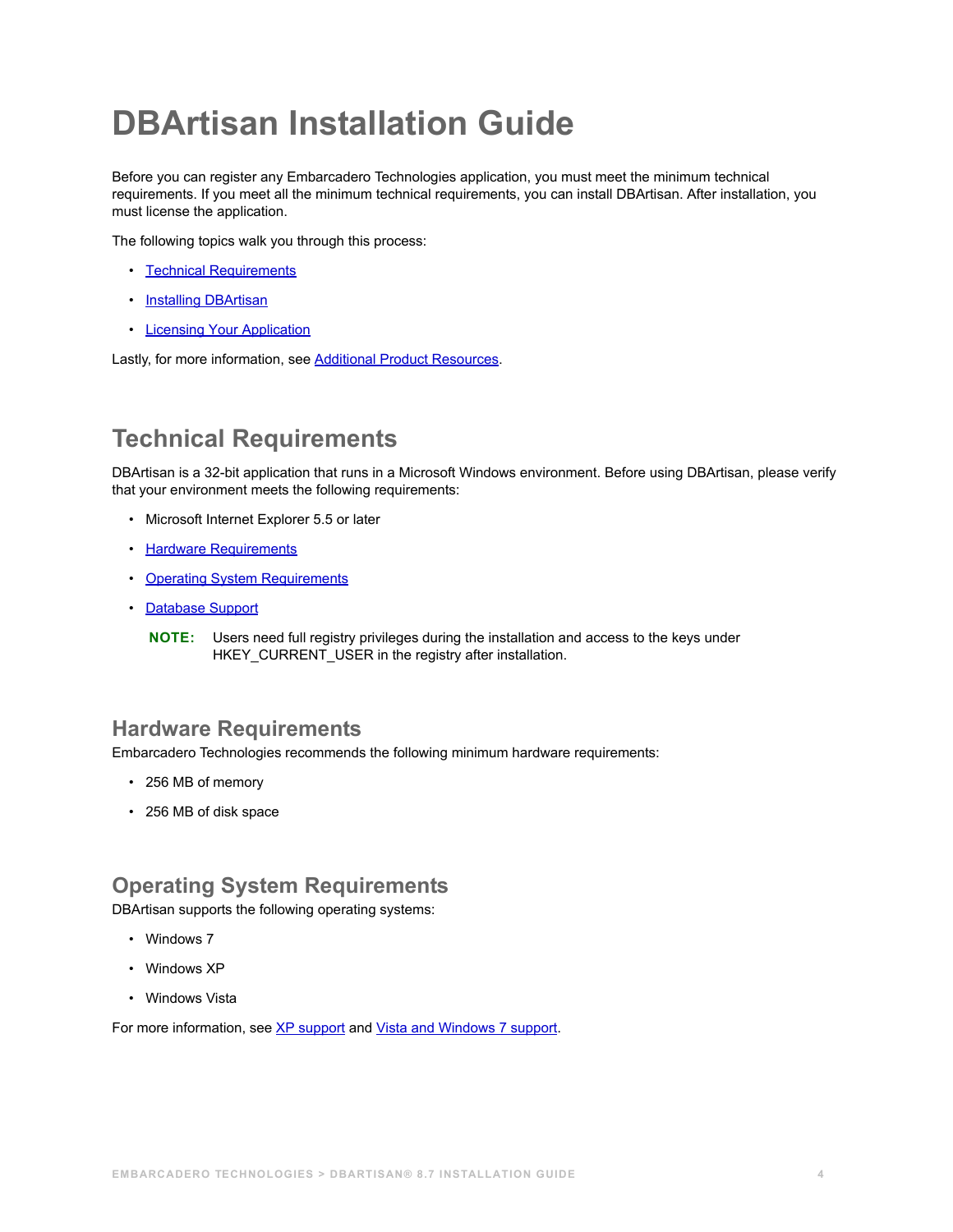# DBArtisan Installation Guide

Before you can register any Embarcadero Technologies application, you must meet the minimum technical requirements. If you meet all the minimum technical requirements, you can install DBArtisan. After installation, you must license the application.

The following topics walk you through this process:

- Technical Requirements
- Installing DBArtisan
- Licensing Your Application

Lastly, for more information, see Additional Product Resources.

## Technical Requirements

DBArtisan is a 32-bit application that runs in a Microsoft Windows environment. Before using DBArtisan, please verify that your environment meets the following requirements:

- Microsoft Internet Explorer 5.5 or later
- Hardware Requirements
- Operating System Requirements
- Database Support

**NOTE:** Users need full registry privileges during the installation and access to the keys under HKEY_CURRENT_USER in the registry after installation.

### Hardware Requirements

Embarcadero Technologies recommends the following minimum hardware requirements:

- 256 MB of memory
- 256 MB of disk space

### Operating System Requirements

DBArtisan supports the following operating systems:

- Windows 7
- Windows XP
- Windows Vista

For more information, see XP support and Vista and Windows 7 support.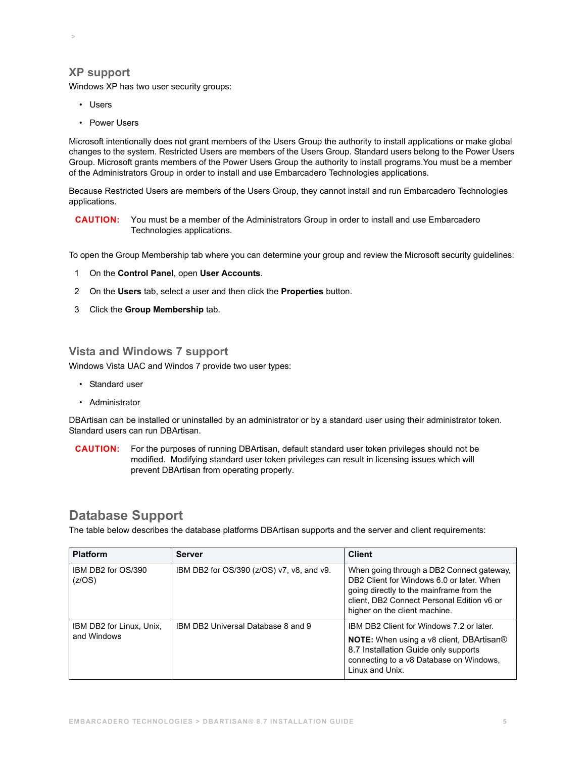## XP support

Windows XP has two user security groups:

- Users
- Power Users

Microsoft intentionally does not grant members of the Users Group the authority to install applications or make global changes to the system. Restricted Users are members of the Users Group. Standard users belong to the Power Users Group. Microsoft grants members of the Power Users Group the authority to install programs.You must be a member of the Administrators Group in order to install and use Embarcadero Technologies applications.

Because Restricted Users are members of the Users Group, they cannot install and run Embarcadero Technologies applications.

**CAUTION:** You must be a member of the Administrators Group in order to install and use Embarcadero Technologies applications.

To open the Group Membership tab where you can determine your group and review the Microsoft security guidelines:

1. On the **Control Panel**, open **User Accounts**.
2. On the **Users** tab, select a user and then click the **Properties** button.
3. Click the **Group Membership** tab.

## Vista and Windows 7 support

Windows Vista UAC and Windos 7 provide two user types:

- Standard user
- Administrator

DBArtisan can be installed or uninstalled by an administrator or by a standard user using their administrator token. Standard users can run DBArtisan.

**CAUTION:** For the purposes of running DBArtisan, default standard user token privileges should not be modified. Modifying standard user token privileges can result in licensing issues which will prevent DBArtisan from operating properly.

# Database Support

The table below describes the database platforms DBArtisan supports and the server and client requirements:

| Platform | Server | Client |
|---|---|---|
| IBM DB2 for OS/390 (z/OS) | IBM DB2 for OS/390 (z/OS) v7, v8, and v9. | When going through a DB2 Connect gateway, DB2 Client for Windows 6.0 or later. When going directly to the mainframe from the client, DB2 Connect Personal Edition v6 or higher on the client machine. |
| IBM DB2 for Linux, Unix, and Windows | IBM DB2 Universal Database 8 and 9 | IBM DB2 Client for Windows 7.2 or later.<br>**NOTE:** When using a v8 client, DBArtisan® 8.7 Installation Guide only supports connecting to a v8 Database on Windows, Linux and Unix. |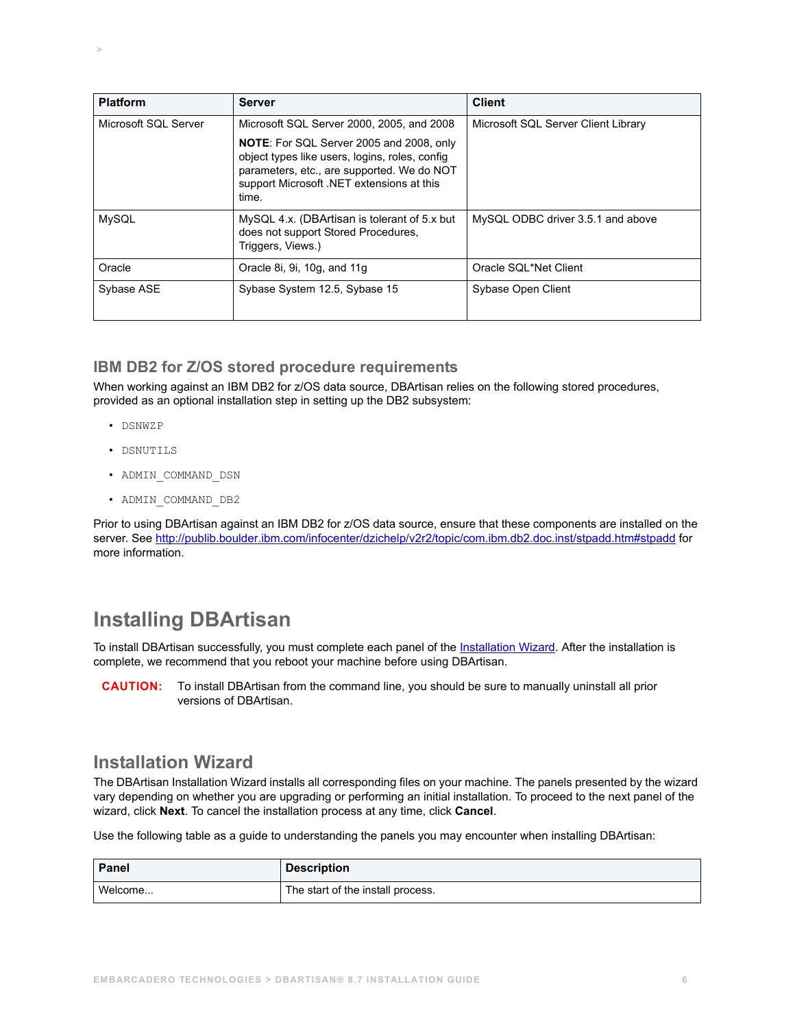| Platform | Server | Client |
|---|---|---|
| Microsoft SQL Server | Microsoft SQL Server 2000, 2005, and 2008<br>**NOTE**: For SQL Server 2005 and 2008, only object types like users, logins, roles, config parameters, etc., are supported. We do NOT support Microsoft .NET extensions at this time. | Microsoft SQL Server Client Library |
| MySQL | MySQL 4.x. (DBArtisan is tolerant of 5.x but does not support Stored Procedures, Triggers, Views.) | MySQL ODBC driver 3.5.1 and above |
| Oracle | Oracle 8i, 9i, 10g, and 11g | Oracle SQL*Net Client |
| Sybase ASE | Sybase System 12.5, Sybase 15 | Sybase Open Client |

### IBM DB2 for Z/OS stored procedure requirements

When working against an IBM DB2 for z/OS data source, DBArtisan relies on the following stored procedures, provided as an optional installation step in setting up the DB2 subsystem:

- DSNWZP
- DSNUTILS
- ADMIN_COMMAND_DSN
- ADMIN_COMMAND_DB2

Prior to using DBArtisan against an IBM DB2 for z/OS data source, ensure that these components are installed on the server. See http://publib.boulder.ibm.com/infocenter/dzichelp/v2r2/topic/com.ibm.db2.doc.inst/stpadd.htm#stpadd for more information.

## Installing DBArtisan

To install DBArtisan successfully, you must complete each panel of the Installation Wizard. After the installation is complete, we recommend that you reboot your machine before using DBArtisan.

**CAUTION:** To install DBArtisan from the command line, you should be sure to manually uninstall all prior versions of DBArtisan.

### Installation Wizard

The DBArtisan Installation Wizard installs all corresponding files on your machine. The panels presented by the wizard vary depending on whether you are upgrading or performing an initial installation. To proceed to the next panel of the wizard, click **Next**. To cancel the installation process at any time, click **Cancel**.

Use the following table as a guide to understanding the panels you may encounter when installing DBArtisan:

| Panel | Description |
|---|---|
| Welcome... | The start of the install process. |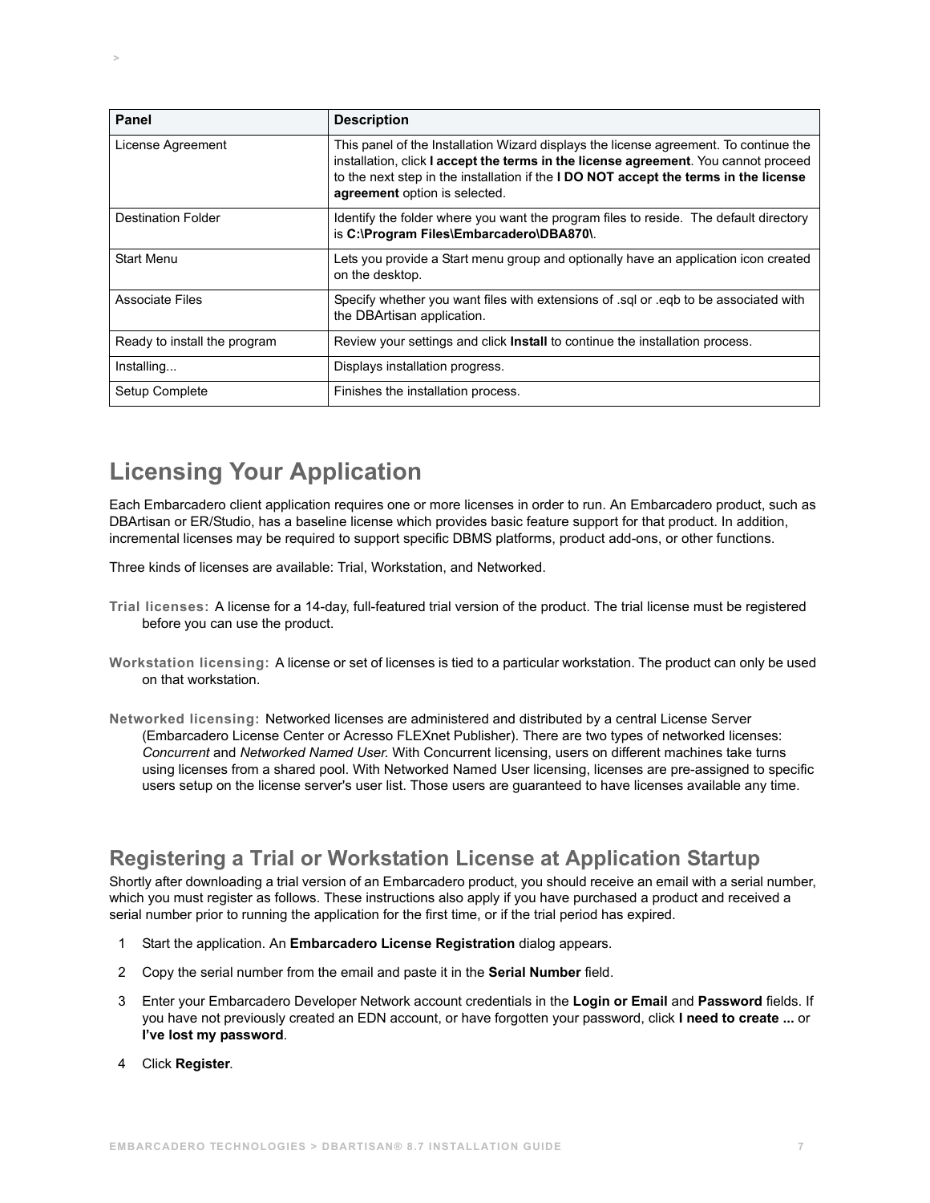| Panel | Description |
| --- | --- |
| License Agreement | This panel of the Installation Wizard displays the license agreement. To continue the installation, click **I accept the terms in the license agreement**. You cannot proceed to the next step in the installation if the **I DO NOT accept the terms in the license agreement** option is selected. |
| Destination Folder | Identify the folder where you want the program files to reside. The default directory is **C:\Program Files\Embarcadero\DBA870\**. |
| Start Menu | Lets you provide a Start menu group and optionally have an application icon created on the desktop. |
| Associate Files | Specify whether you want files with extensions of .sql or .eqb to be associated with the DBArtisan application. |
| Ready to install the program | Review your settings and click **Install** to continue the installation process. |
| Installing... | Displays installation progress. |
| Setup Complete | Finishes the installation process. |

# Licensing Your Application

Each Embarcadero client application requires one or more licenses in order to run. An Embarcadero product, such as DBArtisan or ER/Studio, has a baseline license which provides basic feature support for that product. In addition, incremental licenses may be required to support specific DBMS platforms, product add-ons, or other functions.

Three kinds of licenses are available: Trial, Workstation, and Networked.

**Trial licenses:** A license for a 14-day, full-featured trial version of the product. The trial license must be registered before you can use the product.

**Workstation licensing:** A license or set of licenses is tied to a particular workstation. The product can only be used on that workstation.

**Networked licensing:** Networked licenses are administered and distributed by a central License Server (Embarcadero License Center or Acresso FLEXnet Publisher). There are two types of networked licenses: *Concurrent* and *Networked Named User*. With Concurrent licensing, users on different machines take turns using licenses from a shared pool. With Networked Named User licensing, licenses are pre-assigned to specific users setup on the license server's user list. Those users are guaranteed to have licenses available any time.

## Registering a Trial or Workstation License at Application Startup

Shortly after downloading a trial version of an Embarcadero product, you should receive an email with a serial number, which you must register as follows. These instructions also apply if you have purchased a product and received a serial number prior to running the application for the first time, or if the trial period has expired.

1. Start the application. An **Embarcadero License Registration** dialog appears.
2. Copy the serial number from the email and paste it in the **Serial Number** field.
3. Enter your Embarcadero Developer Network account credentials in the **Login or Email** and **Password** fields. If you have not previously created an EDN account, or have forgotten your password, click **I need to create ...** or **I've lost my password**.
4. Click **Register**.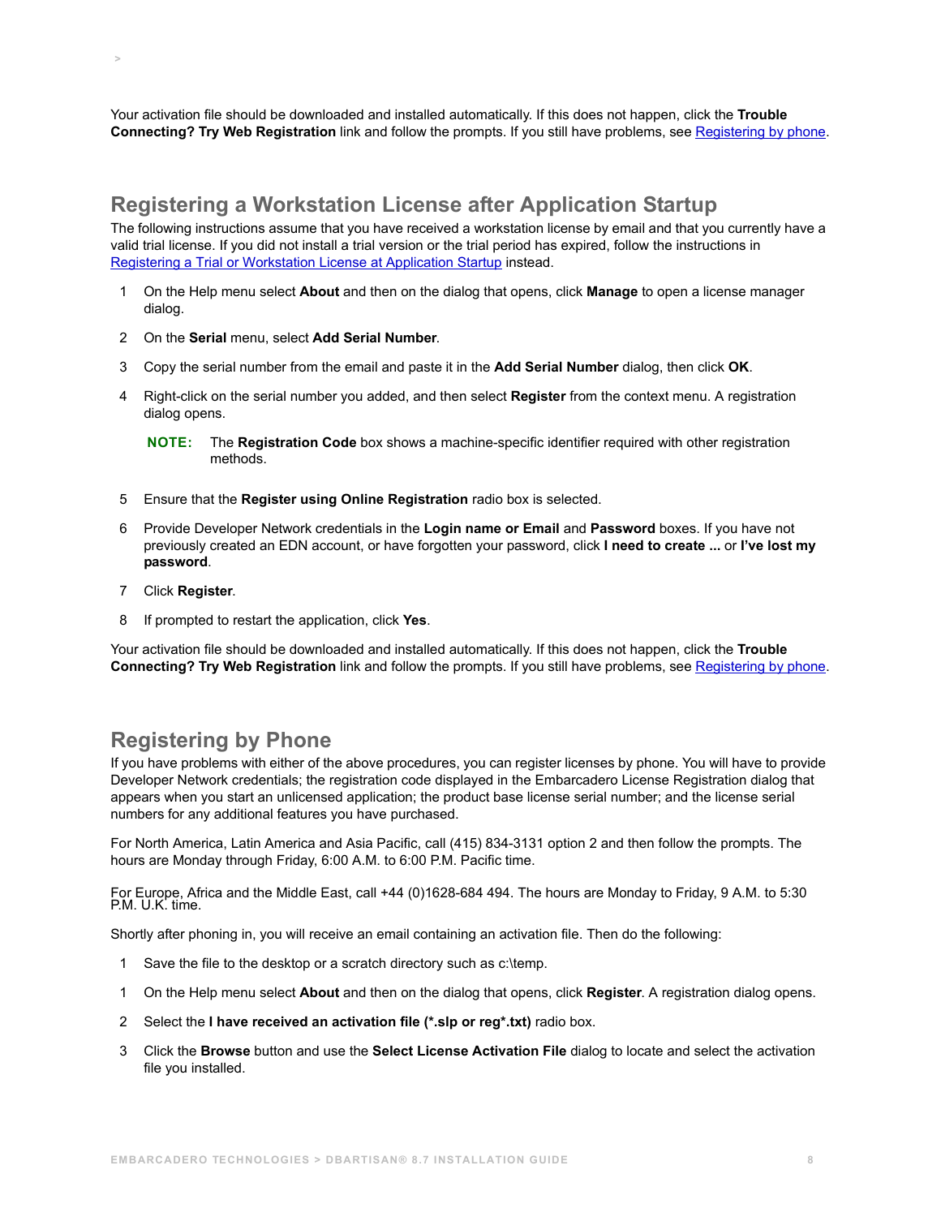Your activation file should be downloaded and installed automatically. If this does not happen, click the **Trouble Connecting? Try Web Registration** link and follow the prompts. If you still have problems, see Registering by phone.

## Registering a Workstation License after Application Startup

The following instructions assume that you have received a workstation license by email and that you currently have a valid trial license. If you did not install a trial version or the trial period has expired, follow the instructions in Registering a Trial or Workstation License at Application Startup instead.

1. On the Help menu select **About** and then on the dialog that opens, click **Manage** to open a license manager dialog.
2. On the **Serial** menu, select **Add Serial Number**.
3. Copy the serial number from the email and paste it in the **Add Serial Number** dialog, then click **OK**.
4. Right-click on the serial number you added, and then select **Register** from the context menu. A registration dialog opens.

   **NOTE:** The **Registration Code** box shows a machine-specific identifier required with other registration methods.

5. Ensure that the **Register using Online Registration** radio box is selected.
6. Provide Developer Network credentials in the **Login name or Email** and **Password** boxes. If you have not previously created an EDN account, or have forgotten your password, click **I need to create ...** or **I've lost my password**.
7. Click **Register**.
8. If prompted to restart the application, click **Yes**.

Your activation file should be downloaded and installed automatically. If this does not happen, click the **Trouble Connecting? Try Web Registration** link and follow the prompts. If you still have problems, see Registering by phone.

## Registering by Phone

If you have problems with either of the above procedures, you can register licenses by phone. You will have to provide Developer Network credentials; the registration code displayed in the Embarcadero License Registration dialog that appears when you start an unlicensed application; the product base license serial number; and the license serial numbers for any additional features you have purchased.

For North America, Latin America and Asia Pacific, call (415) 834-3131 option 2 and then follow the prompts. The hours are Monday through Friday, 6:00 A.M. to 6:00 P.M. Pacific time.

For Europe, Africa and the Middle East, call +44 (0)1628-684 494. The hours are Monday to Friday, 9 A.M. to 5:30 P.M. U.K. time.

Shortly after phoning in, you will receive an email containing an activation file. Then do the following:

1. Save the file to the desktop or a scratch directory such as c:\temp.
1. On the Help menu select **About** and then on the dialog that opens, click **Register**. A registration dialog opens.
2. Select the **I have received an activation file (*.slp or reg*.txt)** radio box.
3. Click the **Browse** button and use the **Select License Activation File** dialog to locate and select the activation file you installed.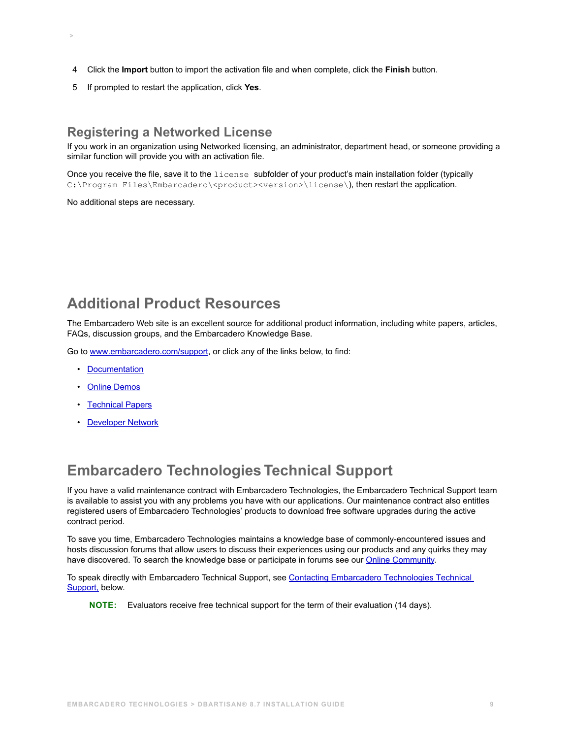4 Click the **Import** button to import the activation file and when complete, click the **Finish** button.

5 If prompted to restart the application, click **Yes**.

## Registering a Networked License

If you work in an organization using Networked licensing, an administrator, department head, or someone providing a similar function will provide you with an activation file.

Once you receive the file, save it to the `license` subfolder of your product's main installation folder (typically `C:\Program Files\Embarcadero\<product><version>\license\`), then restart the application.

No additional steps are necessary.

# Additional Product Resources

The Embarcadero Web site is an excellent source for additional product information, including white papers, articles, FAQs, discussion groups, and the Embarcadero Knowledge Base.

Go to www.embarcadero.com/support, or click any of the links below, to find:

- Documentation
- Online Demos
- Technical Papers
- Developer Network

# Embarcadero Technologies Technical Support

If you have a valid maintenance contract with Embarcadero Technologies, the Embarcadero Technical Support team is available to assist you with any problems you have with our applications. Our maintenance contract also entitles registered users of Embarcadero Technologies' products to download free software upgrades during the active contract period.

To save you time, Embarcadero Technologies maintains a knowledge base of commonly-encountered issues and hosts discussion forums that allow users to discuss their experiences using our products and any quirks they may have discovered. To search the knowledge base or participate in forums see our Online Community.

To speak directly with Embarcadero Technical Support, see Contacting Embarcadero Technologies Technical Support, below.

**NOTE:** Evaluators receive free technical support for the term of their evaluation (14 days).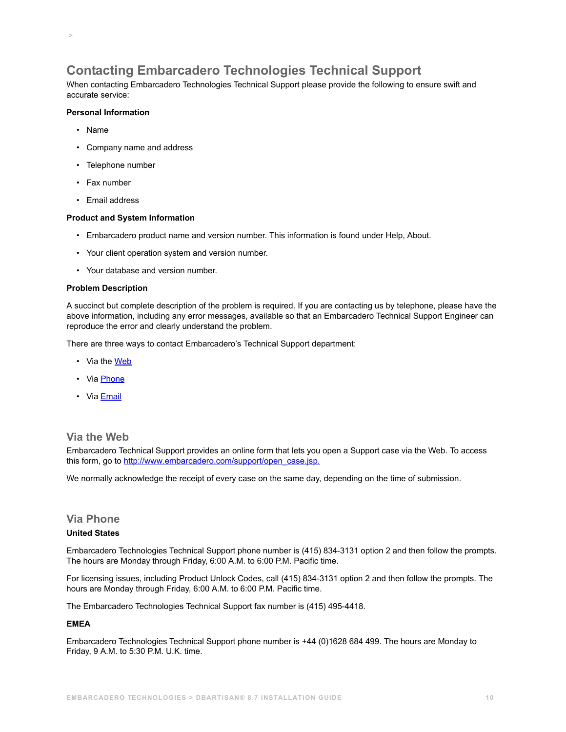## Contacting Embarcadero Technologies Technical Support

When contacting Embarcadero Technologies Technical Support please provide the following to ensure swift and accurate service:

**Personal Information**

- Name
- Company name and address
- Telephone number
- Fax number
- Email address

**Product and System Information**

- Embarcadero product name and version number. This information is found under Help, About.
- Your client operation system and version number.
- Your database and version number.

**Problem Description**

A succinct but complete description of the problem is required. If you are contacting us by telephone, please have the above information, including any error messages, available so that an Embarcadero Technical Support Engineer can reproduce the error and clearly understand the problem.

There are three ways to contact Embarcadero's Technical Support department:

- Via the Web
- Via Phone
- Via Email

### Via the Web

Embarcadero Technical Support provides an online form that lets you open a Support case via the Web. To access this form, go to http://www.embarcadero.com/support/open_case.jsp.

We normally acknowledge the receipt of every case on the same day, depending on the time of submission.

### Via Phone

**United States**

Embarcadero Technologies Technical Support phone number is (415) 834-3131 option 2 and then follow the prompts. The hours are Monday through Friday, 6:00 A.M. to 6:00 P.M. Pacific time.

For licensing issues, including Product Unlock Codes, call (415) 834-3131 option 2 and then follow the prompts. The hours are Monday through Friday, 6:00 A.M. to 6:00 P.M. Pacific time.

The Embarcadero Technologies Technical Support fax number is (415) 495-4418.

**EMEA**

Embarcadero Technologies Technical Support phone number is +44 (0)1628 684 499. The hours are Monday to Friday, 9 A.M. to 5:30 P.M. U.K. time.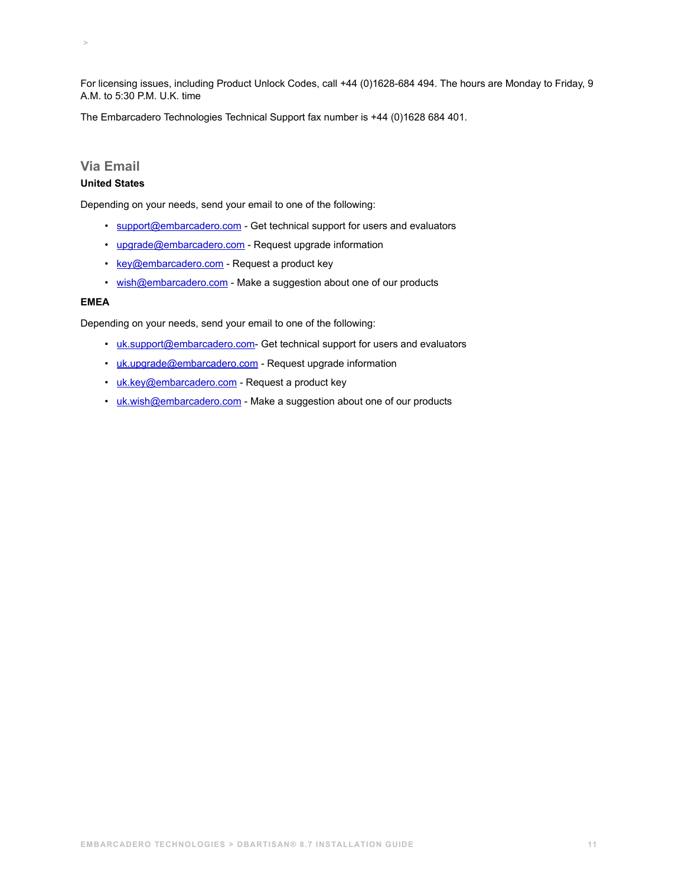For licensing issues, including Product Unlock Codes, call +44 (0)1628-684 494. The hours are Monday to Friday, 9 A.M. to 5:30 P.M. U.K. time

The Embarcadero Technologies Technical Support fax number is +44 (0)1628 684 401.

## Via Email

**United States**

Depending on your needs, send your email to one of the following:

- support@embarcadero.com - Get technical support for users and evaluators
- upgrade@embarcadero.com - Request upgrade information
- key@embarcadero.com - Request a product key
- wish@embarcadero.com - Make a suggestion about one of our products

**EMEA**

Depending on your needs, send your email to one of the following:

- uk.support@embarcadero.com- Get technical support for users and evaluators
- uk.upgrade@embarcadero.com - Request upgrade information
- uk.key@embarcadero.com - Request a product key
- uk.wish@embarcadero.com - Make a suggestion about one of our products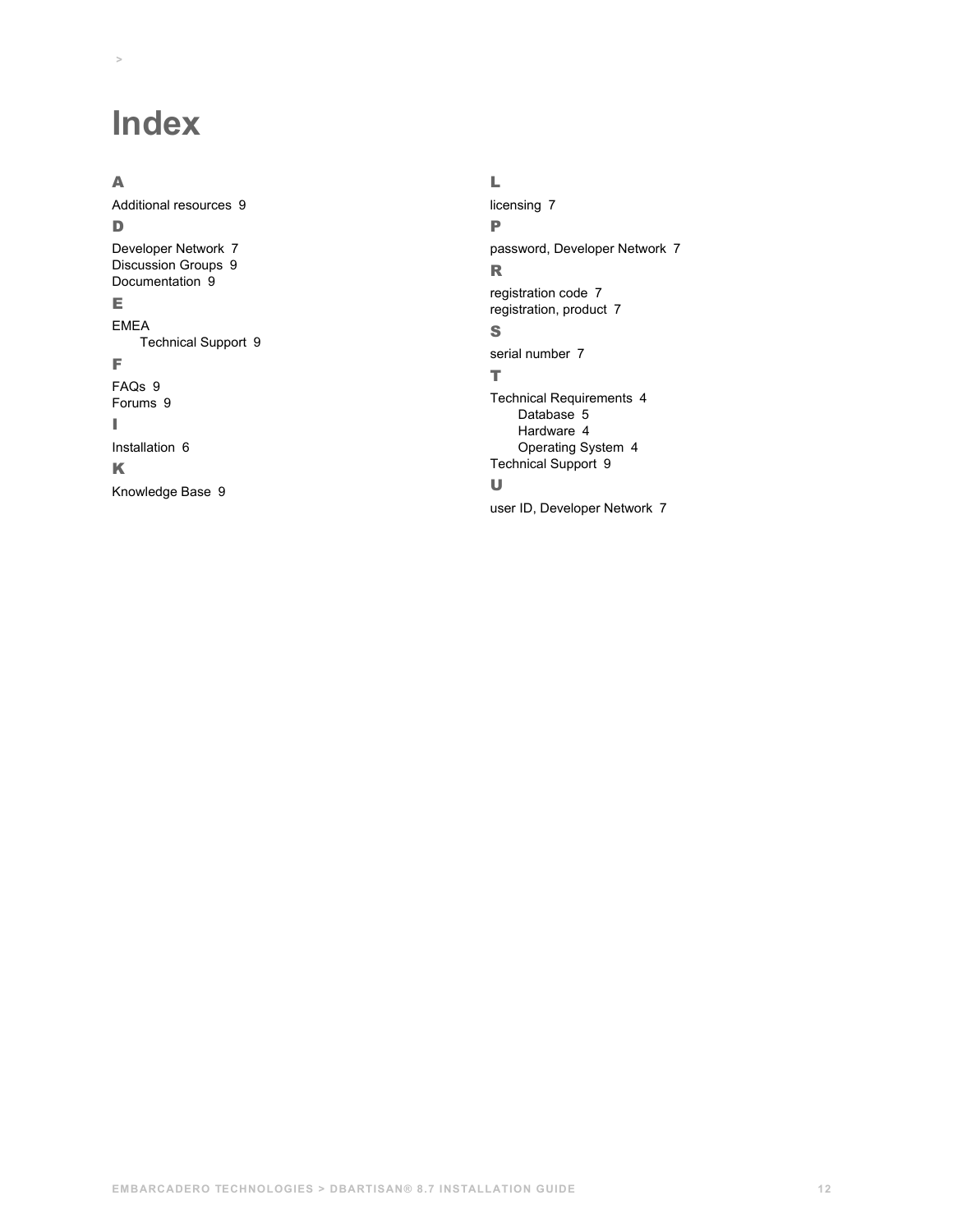# Index

### A

Additional resources 9

### D

Developer Network 7
Discussion Groups 9
Documentation 9

### E

EMEA
- Technical Support 9

### F

FAQs 9
Forums 9

### I

Installation 6

### K

Knowledge Base 9

### L

licensing 7

### P

password, Developer Network 7

### R

registration code 7
registration, product 7

### S

serial number 7

### T

Technical Requirements 4
- Database 5
- Hardware 4
- Operating System 4

Technical Support 9

### U

user ID, Developer Network 7